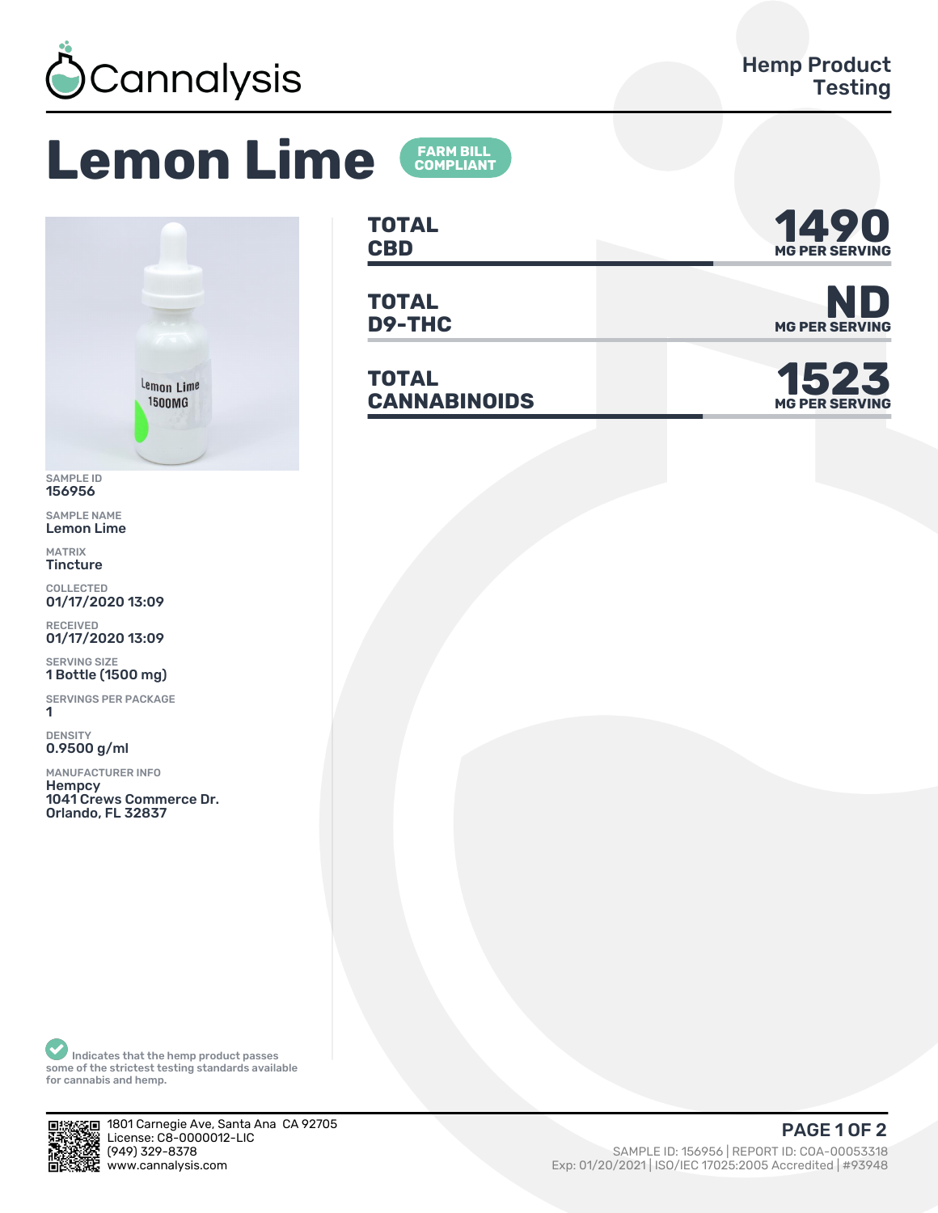Cannalysis

Hemp Product Testing

# Lemon Lime

FARM BILL COMPLIANT

**TOTAL CBD** — **1490** MG PER SERVING

**TOTAL D9-THC** — **ND** MG PER SERVING

**TOTAL CANNABINOIDS** — **1523** MG PER SERVING

SAMPLE ID
156956

SAMPLE NAME
Lemon Lime

MATRIX
Tincture

COLLECTED
01/17/2020 13:09

RECEIVED
01/17/2020 13:09

SERVING SIZE
1 Bottle (1500 mg)

SERVINGS PER PACKAGE
1

DENSITY
0.9500 g/ml

MANUFACTURER INFO
Hempcy
1041 Crews Commerce Dr.
Orlando, FL 32837

Indicates that the hemp product passes some of the strictest testing standards available for cannabis and hemp.

1801 Carnegie Ave, Santa Ana CA 92705
License: C8-0000012-LIC
(949) 329-8378
www.cannalysis.com

SAMPLE ID: 156956 | REPORT ID: COA-00053318
Exp: 01/20/2021 | ISO/IEC 17025:2005 Accredited | #93948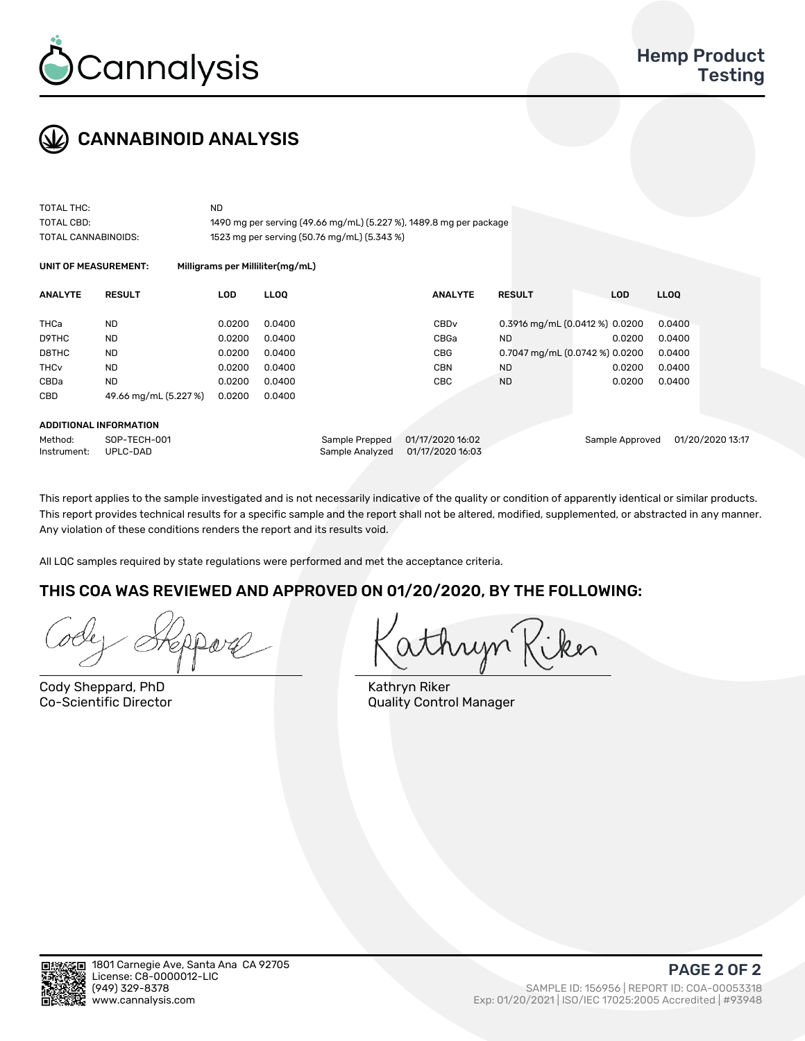Cannalysis

Hemp Product Testing

# CANNABINOID ANALYSIS

| | |
|---|---|
| TOTAL THC: | ND |
| TOTAL CBD: | 1490 mg per serving (49.66 mg/mL) (5.227 %), 1489.8 mg per package |
| TOTAL CANNABINOIDS: | 1523 mg per serving (50.76 mg/mL) (5.343 %) |

**UNIT OF MEASUREMENT:** Milligrams per Milliliter(mg/mL)

| ANALYTE | RESULT | LOD | LLOQ | ANALYTE | RESULT | LOD | LLOQ |
|---|---|---|---|---|---|---|---|
| THCa | ND | 0.0200 | 0.0400 | CBDv | 0.3916 mg/mL (0.0412 %) | 0.0200 | 0.0400 |
| D9THC | ND | 0.0200 | 0.0400 | CBGa | ND | 0.0200 | 0.0400 |
| D8THC | ND | 0.0200 | 0.0400 | CBG | 0.7047 mg/mL (0.0742 %) | 0.0200 | 0.0400 |
| THCv | ND | 0.0200 | 0.0400 | CBN | ND | 0.0200 | 0.0400 |
| CBDa | ND | 0.0200 | 0.0400 | CBC | ND | 0.0200 | 0.0400 |
| CBD | 49.66 mg/mL (5.227 %) | 0.0200 | 0.0400 | | | | |

**ADDITIONAL INFORMATION**

| | | | | | |
|---|---|---|---|---|---|
| Method: | SOP-TECH-001 | Sample Prepped | 01/17/2020 16:02 | Sample Approved | 01/20/2020 13:17 |
| Instrument: | UPLC-DAD | Sample Analyzed | 01/17/2020 16:03 | | |

This report applies to the sample investigated and is not necessarily indicative of the quality or condition of apparently identical or similar products. This report provides technical results for a specific sample and the report shall not be altered, modified, supplemented, or abstracted in any manner. Any violation of these conditions renders the report and its results void.

All LQC samples required by state regulations were performed and met the acceptance criteria.

## THIS COA WAS REVIEWED AND APPROVED ON 01/20/2020, BY THE FOLLOWING:

Cody Sheppard, PhD
Co-Scientific Director

Kathryn Riker
Quality Control Manager

1801 Carnegie Ave, Santa Ana CA 92705
License: C8-0000012-LIC
(949) 329-8378
www.cannalysis.com

SAMPLE ID: 156956 | REPORT ID: COA-00053318
Exp: 01/20/2021 | ISO/IEC 17025:2005 Accredited | #93948